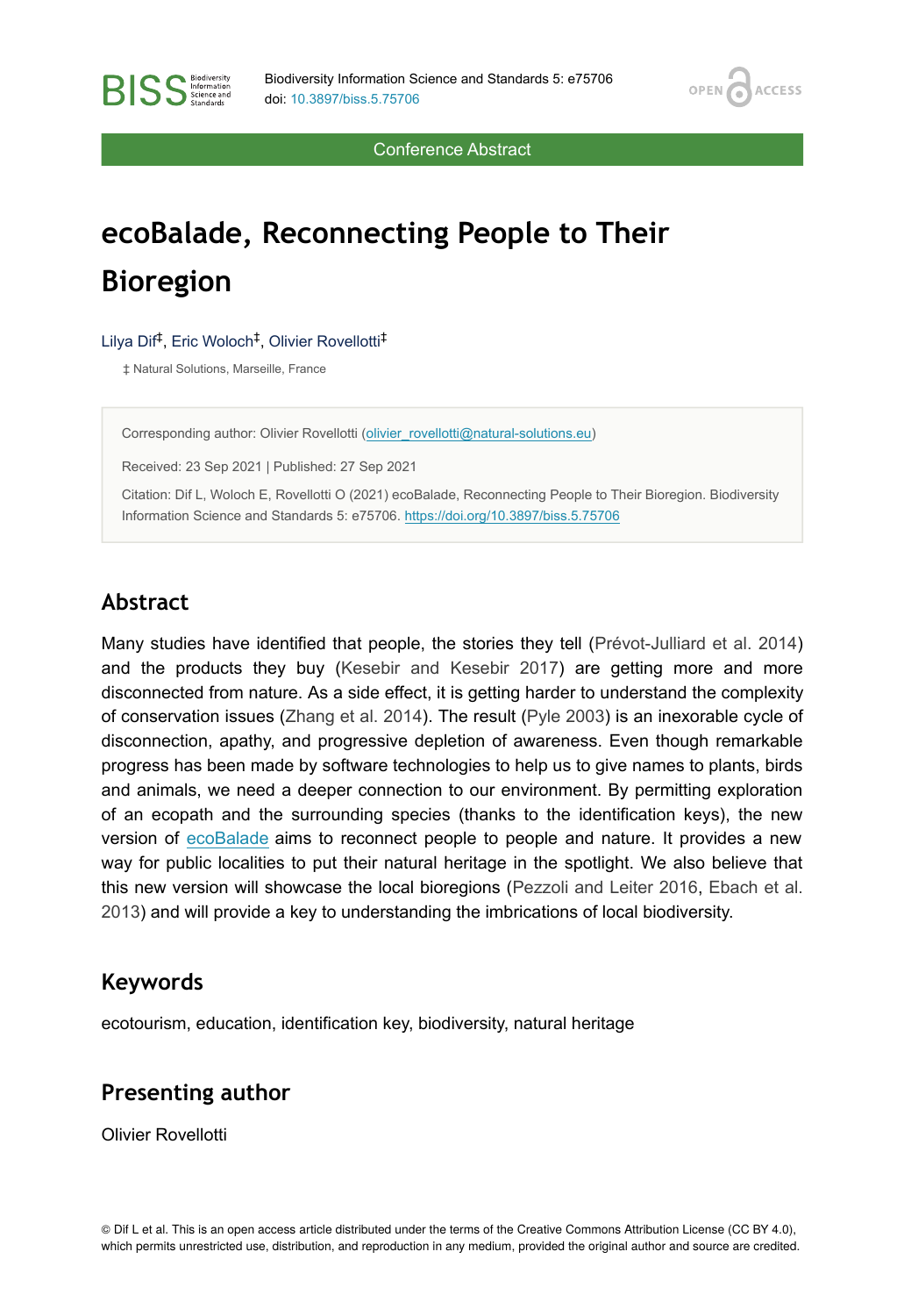Conference Abstract

# ecoBalade, Reconnecting People to Their Bioregion

Lilya Dif[‡], Eric Woloch[‡], Olivier Rovellotti[‡]

‡ Natural Solutions, Marseille, France

Corresponding author: Olivier Rovellotti (olivier_rovellotti@natural-solutions.eu)

Received: 23 Sep 2021 | Published: 27 Sep 2021

Citation: Dif L, Woloch E, Rovellotti O (2021) ecoBalade, Reconnecting People to Their Bioregion. Biodiversity Information Science and Standards 5: e75706. https://doi.org/10.3897/biss.5.75706

## Abstract

Many studies have identified that people, the stories they tell (Prévot-Julliard et al. 2014) and the products they buy (Kesebir and Kesebir 2017) are getting more and more disconnected from nature. As a side effect, it is getting harder to understand the complexity of conservation issues (Zhang et al. 2014). The result (Pyle 2003) is an inexorable cycle of disconnection, apathy, and progressive depletion of awareness. Even though remarkable progress has been made by software technologies to help us to give names to plants, birds and animals, we need a deeper connection to our environment. By permitting exploration of an ecopath and the surrounding species (thanks to the identification keys), the new version of ecoBalade aims to reconnect people to people and nature. It provides a new way for public localities to put their natural heritage in the spotlight. We also believe that this new version will showcase the local bioregions (Pezzoli and Leiter 2016, Ebach et al. 2013) and will provide a key to understanding the imbrications of local biodiversity.

## Keywords

ecotourism, education, identification key, biodiversity, natural heritage

## Presenting author

Olivier Rovellotti

© Dif L et al. This is an open access article distributed under the terms of the Creative Commons Attribution License (CC BY 4.0), which permits unrestricted use, distribution, and reproduction in any medium, provided the original author and source are credited.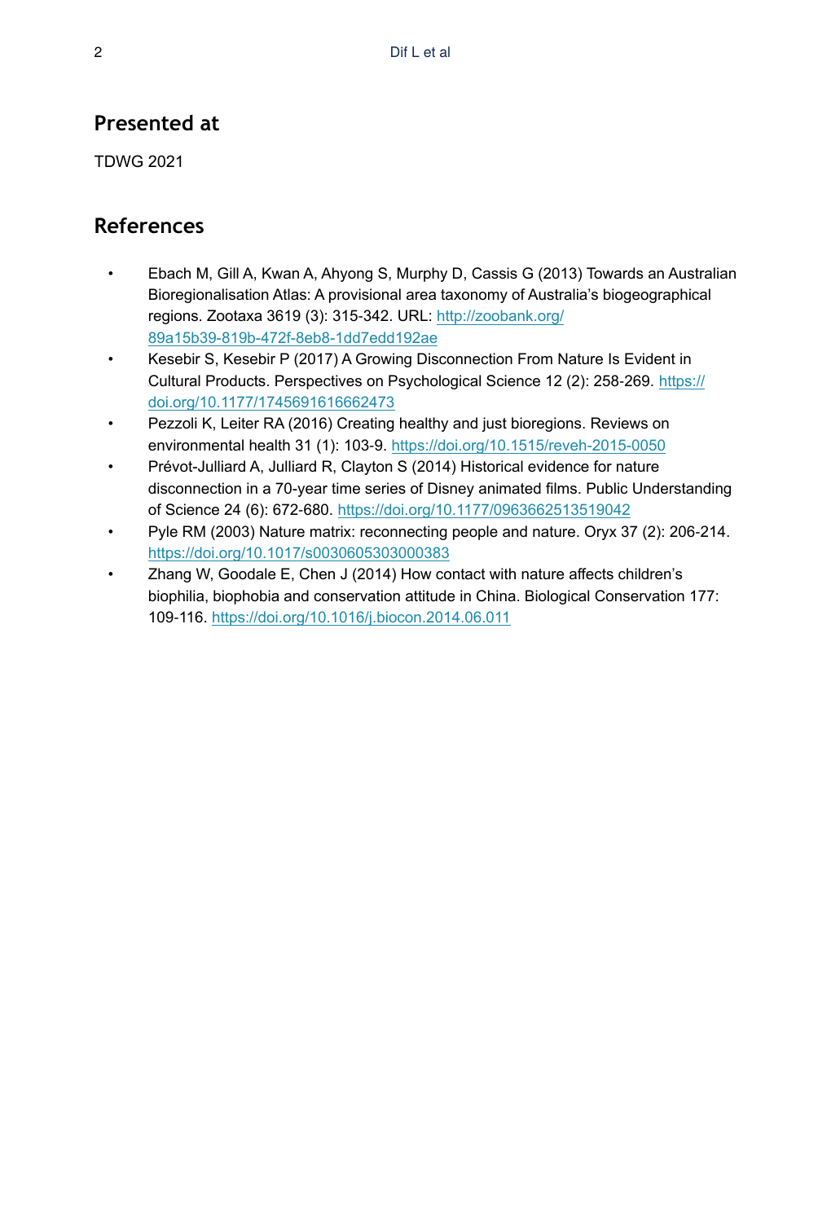## Presented at

TDWG 2021

## References

- Ebach M, Gill A, Kwan A, Ahyong S, Murphy D, Cassis G (2013) Towards an Australian Bioregionalisation Atlas: A provisional area taxonomy of Australia's biogeographical regions. Zootaxa 3619 (3): 315-342. URL: http://zoobank.org/89a15b39-819b-472f-8eb8-1dd7edd192ae
- Kesebir S, Kesebir P (2017) A Growing Disconnection From Nature Is Evident in Cultural Products. Perspectives on Psychological Science 12 (2): 258-269. https://doi.org/10.1177/1745691616662473
- Pezzoli K, Leiter RA (2016) Creating healthy and just bioregions. Reviews on environmental health 31 (1): 103-9. https://doi.org/10.1515/reveh-2015-0050
- Prévot-Julliard A, Julliard R, Clayton S (2014) Historical evidence for nature disconnection in a 70-year time series of Disney animated films. Public Understanding of Science 24 (6): 672-680. https://doi.org/10.1177/0963662513519042
- Pyle RM (2003) Nature matrix: reconnecting people and nature. Oryx 37 (2): 206-214. https://doi.org/10.1017/s0030605303000383
- Zhang W, Goodale E, Chen J (2014) How contact with nature affects children's biophilia, biophobia and conservation attitude in China. Biological Conservation 177: 109-116. https://doi.org/10.1016/j.biocon.2014.06.011